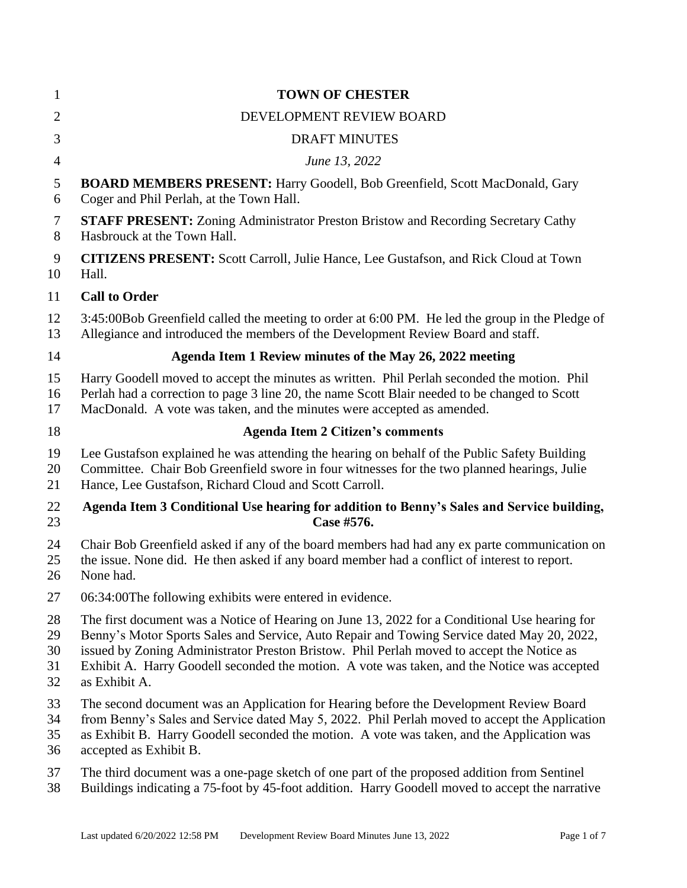# TOWN OF CHESTER

DEVELOPMENT REVIEW BOARD

DRAFT MINUTES

*June 13, 2022*

**BOARD MEMBERS PRESENT:** Harry Goodell, Bob Greenfield, Scott MacDonald, Gary Coger and Phil Perlah, at the Town Hall.

**STAFF PRESENT:** Zoning Administrator Preston Bristow and Recording Secretary Cathy Hasbrouck at the Town Hall.

**CITIZENS PRESENT:** Scott Carroll, Julie Hance, Lee Gustafson, and Rick Cloud at Town Hall.

**Call to Order**

3:45:00Bob Greenfield called the meeting to order at 6:00 PM. He led the group in the Pledge of Allegiance and introduced the members of the Development Review Board and staff.

**Agenda Item 1 Review minutes of the May 26, 2022 meeting**

Harry Goodell moved to accept the minutes as written. Phil Perlah seconded the motion. Phil Perlah had a correction to page 3 line 20, the name Scott Blair needed to be changed to Scott MacDonald. A vote was taken, and the minutes were accepted as amended.

**Agenda Item 2 Citizen's comments**

Lee Gustafson explained he was attending the hearing on behalf of the Public Safety Building Committee. Chair Bob Greenfield swore in four witnesses for the two planned hearings, Julie Hance, Lee Gustafson, Richard Cloud and Scott Carroll.

**Agenda Item 3 Conditional Use hearing for addition to Benny's Sales and Service building, Case #576.**

Chair Bob Greenfield asked if any of the board members had had any ex parte communication on the issue. None did. He then asked if any board member had a conflict of interest to report. None had.

06:34:00The following exhibits were entered in evidence.

The first document was a Notice of Hearing on June 13, 2022 for a Conditional Use hearing for Benny's Motor Sports Sales and Service, Auto Repair and Towing Service dated May 20, 2022, issued by Zoning Administrator Preston Bristow. Phil Perlah moved to accept the Notice as Exhibit A. Harry Goodell seconded the motion. A vote was taken, and the Notice was accepted as Exhibit A.

The second document was an Application for Hearing before the Development Review Board from Benny's Sales and Service dated May 5, 2022. Phil Perlah moved to accept the Application as Exhibit B. Harry Goodell seconded the motion. A vote was taken, and the Application was accepted as Exhibit B.

The third document was a one-page sketch of one part of the proposed addition from Sentinel Buildings indicating a 75-foot by 45-foot addition. Harry Goodell moved to accept the narrative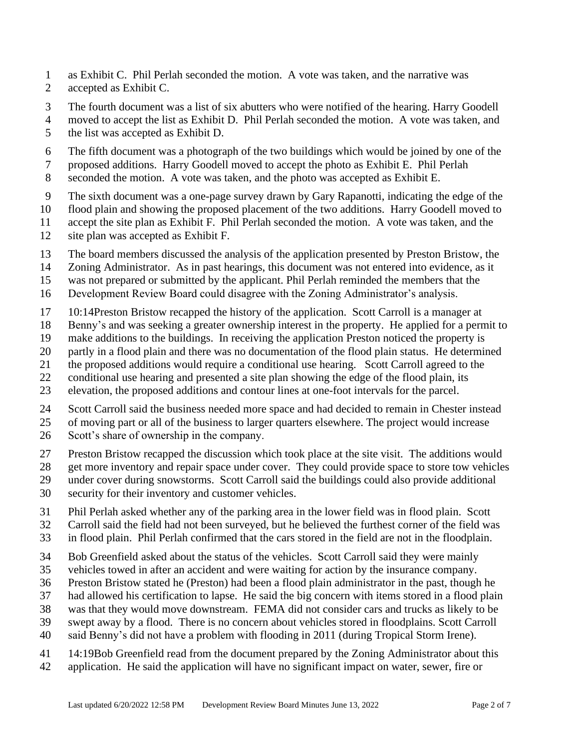as Exhibit C. Phil Perlah seconded the motion. A vote was taken, and the narrative was accepted as Exhibit C.

The fourth document was a list of six abutters who were notified of the hearing. Harry Goodell moved to accept the list as Exhibit D. Phil Perlah seconded the motion. A vote was taken, and the list was accepted as Exhibit D.

The fifth document was a photograph of the two buildings which would be joined by one of the proposed additions. Harry Goodell moved to accept the photo as Exhibit E. Phil Perlah seconded the motion. A vote was taken, and the photo was accepted as Exhibit E.

The sixth document was a one-page survey drawn by Gary Rapanotti, indicating the edge of the flood plain and showing the proposed placement of the two additions. Harry Goodell moved to accept the site plan as Exhibit F. Phil Perlah seconded the motion. A vote was taken, and the site plan was accepted as Exhibit F.

The board members discussed the analysis of the application presented by Preston Bristow, the Zoning Administrator. As in past hearings, this document was not entered into evidence, as it was not prepared or submitted by the applicant. Phil Perlah reminded the members that the Development Review Board could disagree with the Zoning Administrator's analysis.

10:14Preston Bristow recapped the history of the application. Scott Carroll is a manager at Benny's and was seeking a greater ownership interest in the property. He applied for a permit to make additions to the buildings. In receiving the application Preston noticed the property is partly in a flood plain and there was no documentation of the flood plain status. He determined the proposed additions would require a conditional use hearing. Scott Carroll agreed to the conditional use hearing and presented a site plan showing the edge of the flood plain, its elevation, the proposed additions and contour lines at one-foot intervals for the parcel.

Scott Carroll said the business needed more space and had decided to remain in Chester instead of moving part or all of the business to larger quarters elsewhere. The project would increase Scott's share of ownership in the company.

Preston Bristow recapped the discussion which took place at the site visit. The additions would get more inventory and repair space under cover. They could provide space to store tow vehicles under cover during snowstorms. Scott Carroll said the buildings could also provide additional security for their inventory and customer vehicles.

Phil Perlah asked whether any of the parking area in the lower field was in flood plain. Scott Carroll said the field had not been surveyed, but he believed the furthest corner of the field was in flood plain. Phil Perlah confirmed that the cars stored in the field are not in the floodplain.

Bob Greenfield asked about the status of the vehicles. Scott Carroll said they were mainly vehicles towed in after an accident and were waiting for action by the insurance company. Preston Bristow stated he (Preston) had been a flood plain administrator in the past, though he had allowed his certification to lapse. He said the big concern with items stored in a flood plain was that they would move downstream. FEMA did not consider cars and trucks as likely to be swept away by a flood. There is no concern about vehicles stored in floodplains. Scott Carroll said Benny's did not have a problem with flooding in 2011 (during Tropical Storm Irene).

14:19Bob Greenfield read from the document prepared by the Zoning Administrator about this application. He said the application will have no significant impact on water, sewer, fire or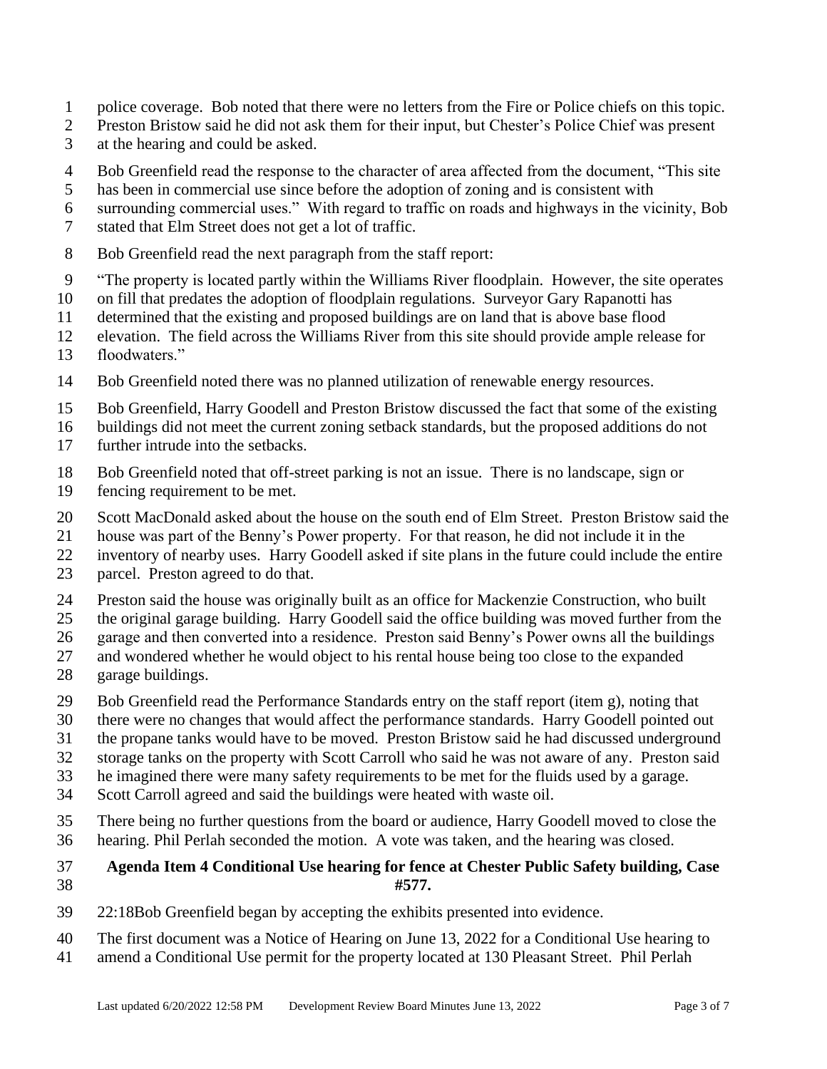police coverage. Bob noted that there were no letters from the Fire or Police chiefs on this topic. Preston Bristow said he did not ask them for their input, but Chester's Police Chief was present at the hearing and could be asked.

Bob Greenfield read the response to the character of area affected from the document, "This site has been in commercial use since before the adoption of zoning and is consistent with surrounding commercial uses." With regard to traffic on roads and highways in the vicinity, Bob stated that Elm Street does not get a lot of traffic.

Bob Greenfield read the next paragraph from the staff report:

"The property is located partly within the Williams River floodplain. However, the site operates on fill that predates the adoption of floodplain regulations. Surveyor Gary Rapanotti has determined that the existing and proposed buildings are on land that is above base flood elevation. The field across the Williams River from this site should provide ample release for floodwaters."

Bob Greenfield noted there was no planned utilization of renewable energy resources.

Bob Greenfield, Harry Goodell and Preston Bristow discussed the fact that some of the existing buildings did not meet the current zoning setback standards, but the proposed additions do not further intrude into the setbacks.

Bob Greenfield noted that off-street parking is not an issue. There is no landscape, sign or fencing requirement to be met.

Scott MacDonald asked about the house on the south end of Elm Street. Preston Bristow said the house was part of the Benny's Power property. For that reason, he did not include it in the inventory of nearby uses. Harry Goodell asked if site plans in the future could include the entire parcel. Preston agreed to do that.

Preston said the house was originally built as an office for Mackenzie Construction, who built the original garage building. Harry Goodell said the office building was moved further from the garage and then converted into a residence. Preston said Benny's Power owns all the buildings and wondered whether he would object to his rental house being too close to the expanded garage buildings.

Bob Greenfield read the Performance Standards entry on the staff report (item g), noting that there were no changes that would affect the performance standards. Harry Goodell pointed out the propane tanks would have to be moved. Preston Bristow said he had discussed underground storage tanks on the property with Scott Carroll who said he was not aware of any. Preston said he imagined there were many safety requirements to be met for the fluids used by a garage. Scott Carroll agreed and said the buildings were heated with waste oil.

There being no further questions from the board or audience, Harry Goodell moved to close the hearing. Phil Perlah seconded the motion. A vote was taken, and the hearing was closed.

**Agenda Item 4 Conditional Use hearing for fence at Chester Public Safety building, Case #577.**

22:18Bob Greenfield began by accepting the exhibits presented into evidence.

The first document was a Notice of Hearing on June 13, 2022 for a Conditional Use hearing to amend a Conditional Use permit for the property located at 130 Pleasant Street. Phil Perlah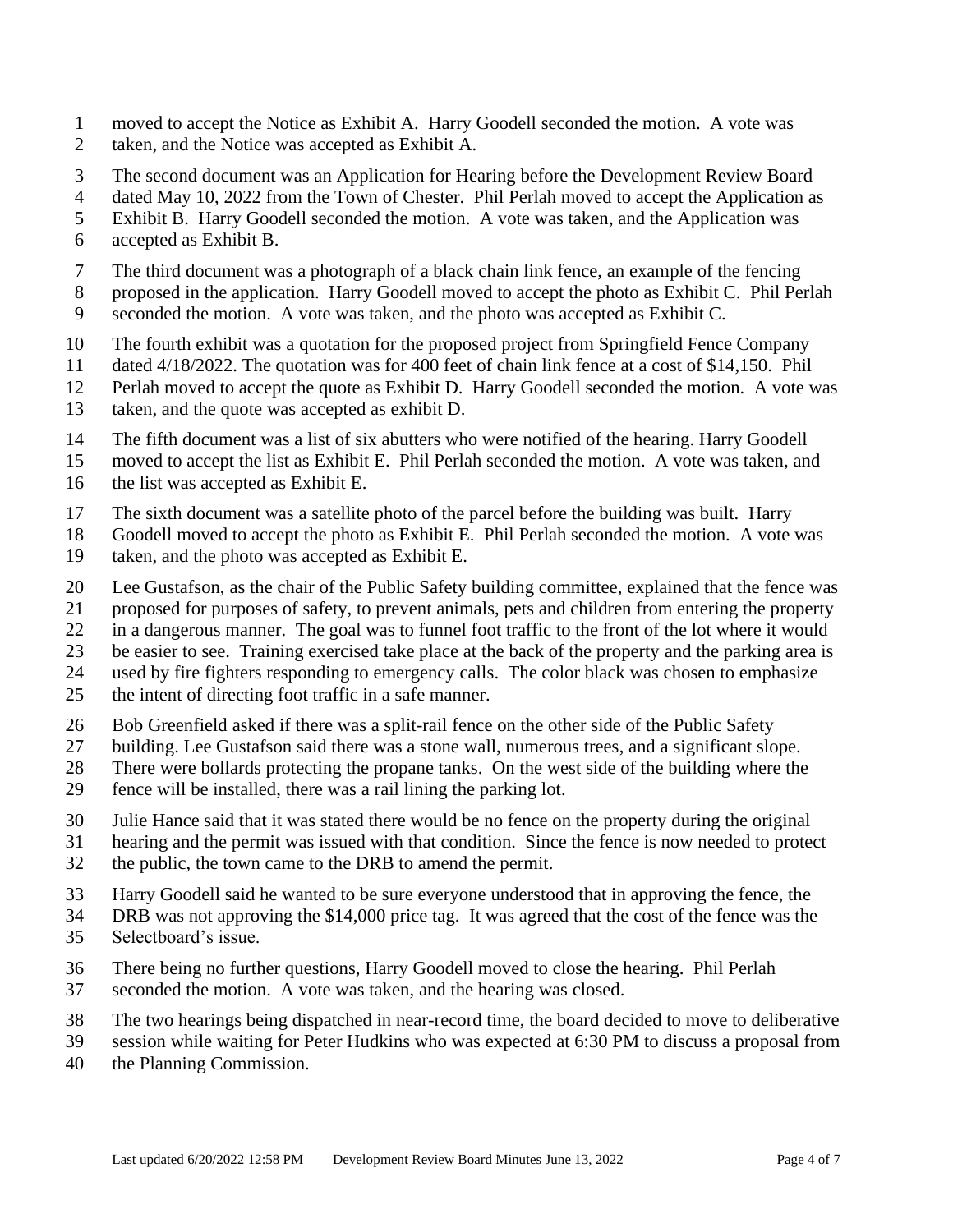moved to accept the Notice as Exhibit A. Harry Goodell seconded the motion. A vote was taken, and the Notice was accepted as Exhibit A.

The second document was an Application for Hearing before the Development Review Board dated May 10, 2022 from the Town of Chester. Phil Perlah moved to accept the Application as Exhibit B. Harry Goodell seconded the motion. A vote was taken, and the Application was accepted as Exhibit B.

The third document was a photograph of a black chain link fence, an example of the fencing proposed in the application. Harry Goodell moved to accept the photo as Exhibit C. Phil Perlah seconded the motion. A vote was taken, and the photo was accepted as Exhibit C.

The fourth exhibit was a quotation for the proposed project from Springfield Fence Company dated 4/18/2022. The quotation was for 400 feet of chain link fence at a cost of $14,150. Phil Perlah moved to accept the quote as Exhibit D. Harry Goodell seconded the motion. A vote was taken, and the quote was accepted as exhibit D.

The fifth document was a list of six abutters who were notified of the hearing. Harry Goodell moved to accept the list as Exhibit E. Phil Perlah seconded the motion. A vote was taken, and the list was accepted as Exhibit E.

The sixth document was a satellite photo of the parcel before the building was built. Harry Goodell moved to accept the photo as Exhibit E. Phil Perlah seconded the motion. A vote was taken, and the photo was accepted as Exhibit E.

Lee Gustafson, as the chair of the Public Safety building committee, explained that the fence was proposed for purposes of safety, to prevent animals, pets and children from entering the property in a dangerous manner. The goal was to funnel foot traffic to the front of the lot where it would be easier to see. Training exercised take place at the back of the property and the parking area is used by fire fighters responding to emergency calls. The color black was chosen to emphasize the intent of directing foot traffic in a safe manner.

Bob Greenfield asked if there was a split-rail fence on the other side of the Public Safety building. Lee Gustafson said there was a stone wall, numerous trees, and a significant slope. There were bollards protecting the propane tanks. On the west side of the building where the fence will be installed, there was a rail lining the parking lot.

Julie Hance said that it was stated there would be no fence on the property during the original hearing and the permit was issued with that condition. Since the fence is now needed to protect the public, the town came to the DRB to amend the permit.

Harry Goodell said he wanted to be sure everyone understood that in approving the fence, the DRB was not approving the $14,000 price tag. It was agreed that the cost of the fence was the Selectboard's issue.

There being no further questions, Harry Goodell moved to close the hearing. Phil Perlah seconded the motion. A vote was taken, and the hearing was closed.

The two hearings being dispatched in near-record time, the board decided to move to deliberative session while waiting for Peter Hudkins who was expected at 6:30 PM to discuss a proposal from the Planning Commission.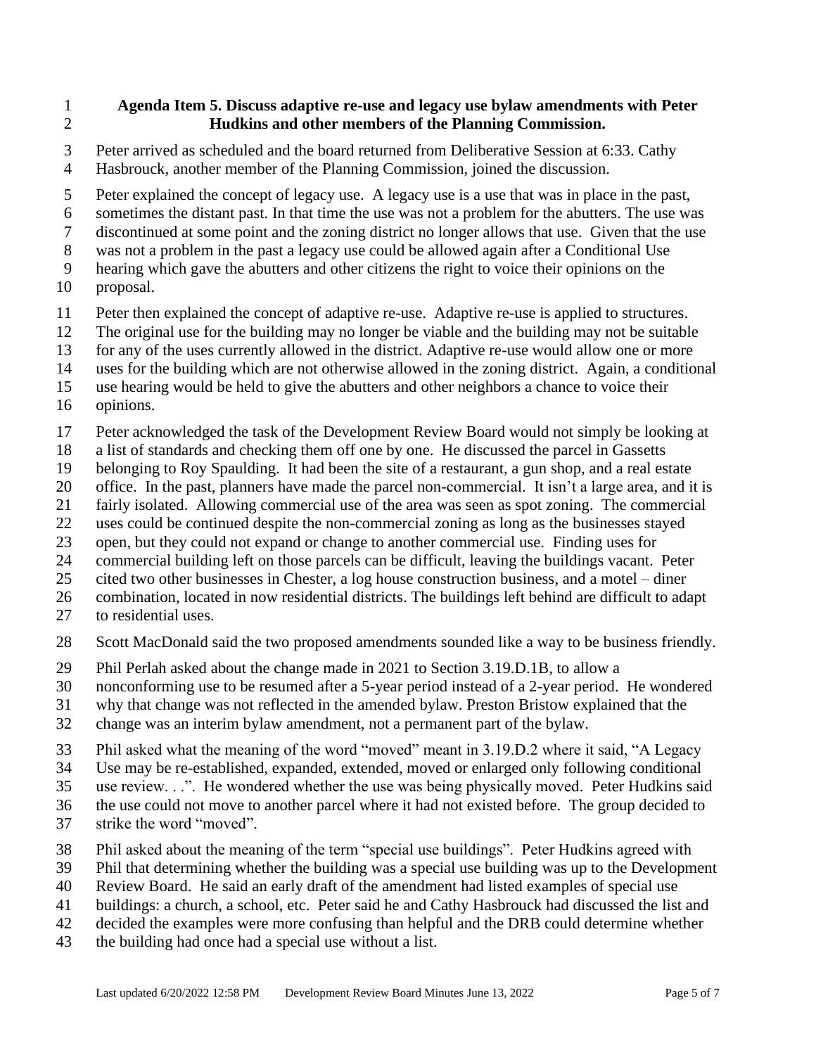**Agenda Item 5. Discuss adaptive re-use and legacy use bylaw amendments with Peter Hudkins and other members of the Planning Commission.**

Peter arrived as scheduled and the board returned from Deliberative Session at 6:33. Cathy Hasbrouck, another member of the Planning Commission, joined the discussion.

Peter explained the concept of legacy use. A legacy use is a use that was in place in the past, sometimes the distant past. In that time the use was not a problem for the abutters. The use was discontinued at some point and the zoning district no longer allows that use. Given that the use was not a problem in the past a legacy use could be allowed again after a Conditional Use hearing which gave the abutters and other citizens the right to voice their opinions on the proposal.

Peter then explained the concept of adaptive re-use. Adaptive re-use is applied to structures. The original use for the building may no longer be viable and the building may not be suitable for any of the uses currently allowed in the district. Adaptive re-use would allow one or more uses for the building which are not otherwise allowed in the zoning district. Again, a conditional use hearing would be held to give the abutters and other neighbors a chance to voice their opinions.

Peter acknowledged the task of the Development Review Board would not simply be looking at a list of standards and checking them off one by one. He discussed the parcel in Gassetts belonging to Roy Spaulding. It had been the site of a restaurant, a gun shop, and a real estate office. In the past, planners have made the parcel non-commercial. It isn't a large area, and it is fairly isolated. Allowing commercial use of the area was seen as spot zoning. The commercial uses could be continued despite the non-commercial zoning as long as the businesses stayed open, but they could not expand or change to another commercial use. Finding uses for commercial building left on those parcels can be difficult, leaving the buildings vacant. Peter cited two other businesses in Chester, a log house construction business, and a motel – diner combination, located in now residential districts. The buildings left behind are difficult to adapt to residential uses.

Scott MacDonald said the two proposed amendments sounded like a way to be business friendly.

Phil Perlah asked about the change made in 2021 to Section 3.19.D.1B, to allow a nonconforming use to be resumed after a 5-year period instead of a 2-year period. He wondered why that change was not reflected in the amended bylaw. Preston Bristow explained that the change was an interim bylaw amendment, not a permanent part of the bylaw.

Phil asked what the meaning of the word "moved" meant in 3.19.D.2 where it said, "A Legacy Use may be re-established, expanded, extended, moved or enlarged only following conditional use review. . .". He wondered whether the use was being physically moved. Peter Hudkins said the use could not move to another parcel where it had not existed before. The group decided to strike the word "moved".

Phil asked about the meaning of the term "special use buildings". Peter Hudkins agreed with Phil that determining whether the building was a special use building was up to the Development Review Board. He said an early draft of the amendment had listed examples of special use buildings: a church, a school, etc. Peter said he and Cathy Hasbrouck had discussed the list and decided the examples were more confusing than helpful and the DRB could determine whether the building had once had a special use without a list.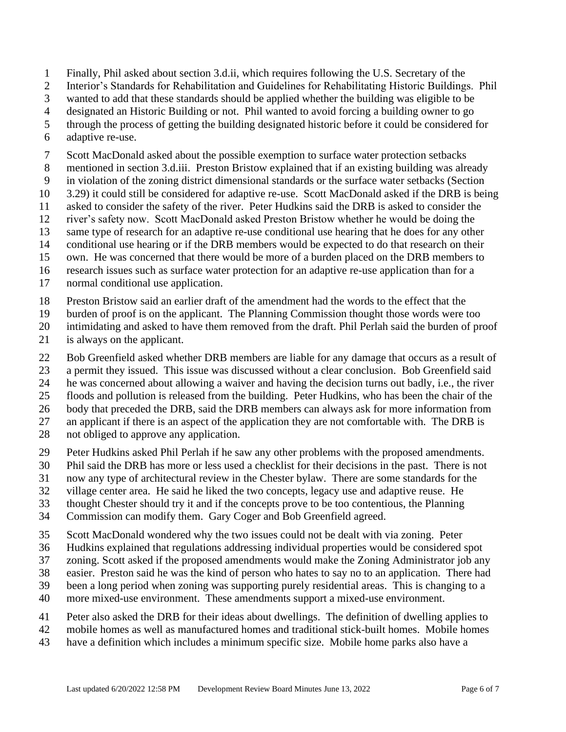Finally, Phil asked about section 3.d.ii, which requires following the U.S. Secretary of the Interior's Standards for Rehabilitation and Guidelines for Rehabilitating Historic Buildings. Phil wanted to add that these standards should be applied whether the building was eligible to be designated an Historic Building or not. Phil wanted to avoid forcing a building owner to go through the process of getting the building designated historic before it could be considered for adaptive re-use.

Scott MacDonald asked about the possible exemption to surface water protection setbacks mentioned in section 3.d.iii. Preston Bristow explained that if an existing building was already in violation of the zoning district dimensional standards or the surface water setbacks (Section 3.29) it could still be considered for adaptive re-use. Scott MacDonald asked if the DRB is being asked to consider the safety of the river. Peter Hudkins said the DRB is asked to consider the river's safety now. Scott MacDonald asked Preston Bristow whether he would be doing the same type of research for an adaptive re-use conditional use hearing that he does for any other conditional use hearing or if the DRB members would be expected to do that research on their own. He was concerned that there would be more of a burden placed on the DRB members to research issues such as surface water protection for an adaptive re-use application than for a normal conditional use application.

Preston Bristow said an earlier draft of the amendment had the words to the effect that the burden of proof is on the applicant. The Planning Commission thought those words were too intimidating and asked to have them removed from the draft. Phil Perlah said the burden of proof is always on the applicant.

Bob Greenfield asked whether DRB members are liable for any damage that occurs as a result of a permit they issued. This issue was discussed without a clear conclusion. Bob Greenfield said he was concerned about allowing a waiver and having the decision turns out badly, i.e., the river floods and pollution is released from the building. Peter Hudkins, who has been the chair of the body that preceded the DRB, said the DRB members can always ask for more information from an applicant if there is an aspect of the application they are not comfortable with. The DRB is not obliged to approve any application.

Peter Hudkins asked Phil Perlah if he saw any other problems with the proposed amendments. Phil said the DRB has more or less used a checklist for their decisions in the past. There is not now any type of architectural review in the Chester bylaw. There are some standards for the village center area. He said he liked the two concepts, legacy use and adaptive reuse. He thought Chester should try it and if the concepts prove to be too contentious, the Planning Commission can modify them. Gary Coger and Bob Greenfield agreed.

Scott MacDonald wondered why the two issues could not be dealt with via zoning. Peter Hudkins explained that regulations addressing individual properties would be considered spot zoning. Scott asked if the proposed amendments would make the Zoning Administrator job any easier. Preston said he was the kind of person who hates to say no to an application. There had been a long period when zoning was supporting purely residential areas. This is changing to a more mixed-use environment. These amendments support a mixed-use environment.

Peter also asked the DRB for their ideas about dwellings. The definition of dwelling applies to mobile homes as well as manufactured homes and traditional stick-built homes. Mobile homes have a definition which includes a minimum specific size. Mobile home parks also have a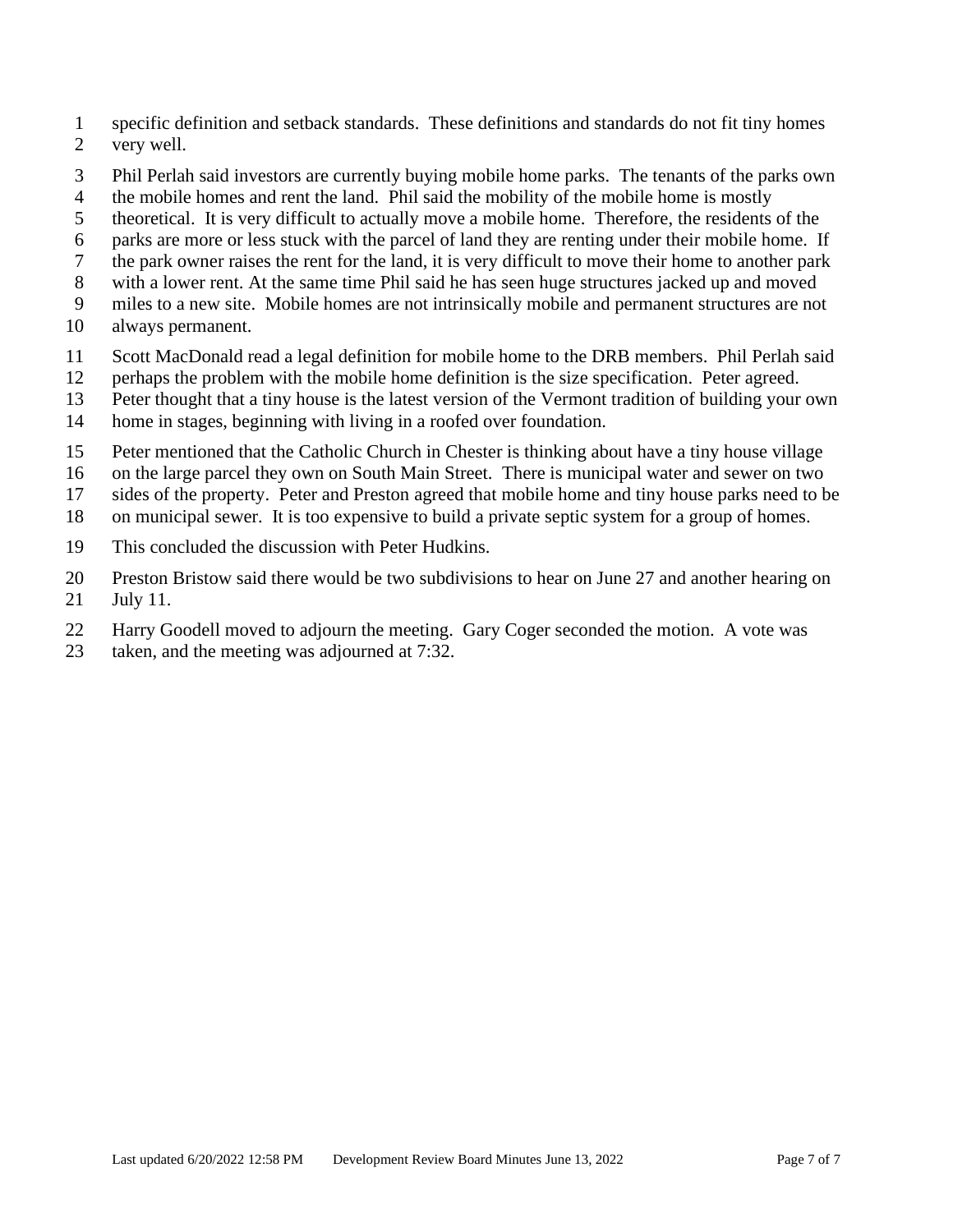specific definition and setback standards. These definitions and standards do not fit tiny homes very well.

Phil Perlah said investors are currently buying mobile home parks. The tenants of the parks own the mobile homes and rent the land. Phil said the mobility of the mobile home is mostly theoretical. It is very difficult to actually move a mobile home. Therefore, the residents of the parks are more or less stuck with the parcel of land they are renting under their mobile home. If the park owner raises the rent for the land, it is very difficult to move their home to another park with a lower rent. At the same time Phil said he has seen huge structures jacked up and moved miles to a new site. Mobile homes are not intrinsically mobile and permanent structures are not always permanent.

Scott MacDonald read a legal definition for mobile home to the DRB members. Phil Perlah said perhaps the problem with the mobile home definition is the size specification. Peter agreed. Peter thought that a tiny house is the latest version of the Vermont tradition of building your own home in stages, beginning with living in a roofed over foundation.

Peter mentioned that the Catholic Church in Chester is thinking about have a tiny house village on the large parcel they own on South Main Street. There is municipal water and sewer on two sides of the property. Peter and Preston agreed that mobile home and tiny house parks need to be on municipal sewer. It is too expensive to build a private septic system for a group of homes.

This concluded the discussion with Peter Hudkins.

Preston Bristow said there would be two subdivisions to hear on June 27 and another hearing on July 11.

Harry Goodell moved to adjourn the meeting. Gary Coger seconded the motion. A vote was taken, and the meeting was adjourned at 7:32.